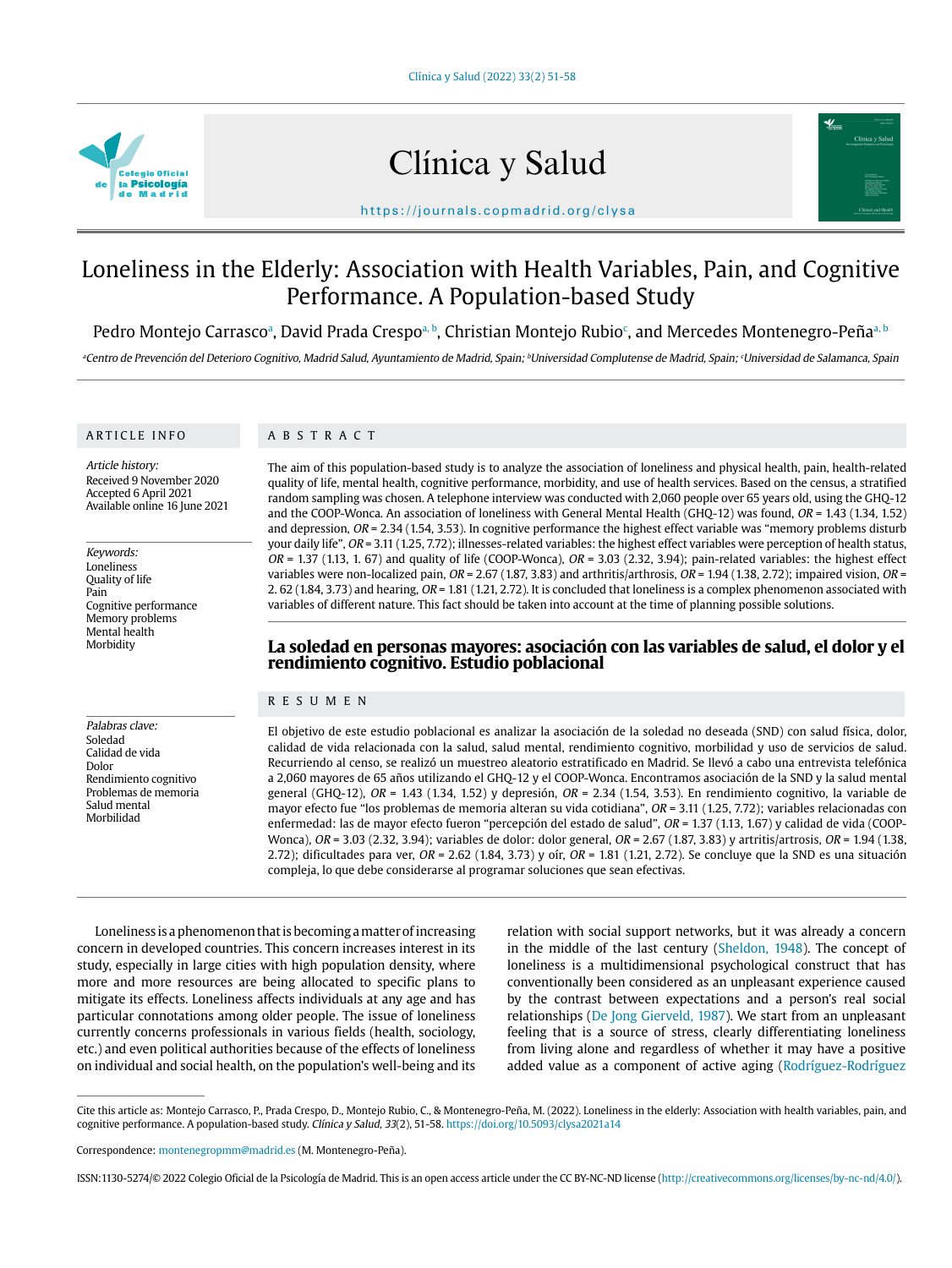# Loneliness in the Elderly: Association with Health Variables, Pain, and Cognitive Performance. A Population-based Study

Pedro Montejo Carrasco[a], David Prada Crespo[a, b], Christian Montejo Rubio[c], and Mercedes Montenegro-Peña[a, b]

[a]Centro de Prevención del Deterioro Cognitivo, Madrid Salud, Ayuntamiento de Madrid, Spain; [b]Universidad Complutense de Madrid, Spain; [c]Universidad de Salamanca, Spain

## ARTICLE INFO

*Article history:*
Received 9 November 2020
Accepted 6 April 2021
Available online 16 June 2021

*Keywords:*
Loneliness
Quality of life
Pain
Cognitive performance
Memory problems
Mental health
Morbidity

## ABSTRACT

The aim of this population-based study is to analyze the association of loneliness and physical health, pain, health-related quality of life, mental health, cognitive performance, morbidity, and use of health services. Based on the census, a stratified random sampling was chosen. A telephone interview was conducted with 2,060 people over 65 years old, using the GHQ-12 and the COOP-Wonca. An association of loneliness with General Mental Health (GHQ-12) was found, *OR* = 1.43 (1.34, 1.52) and depression, *OR* = 2.34 (1.54, 3.53). In cognitive performance the highest effect variable was "memory problems disturb your daily life", *OR* = 3.11 (1.25, 7.72); illnesses-related variables: the highest effect variables were perception of health status, *OR* = 1.37 (1.13, 1. 67) and quality of life (COOP-Wonca), *OR* = 3.03 (2.32, 3.94); pain-related variables: the highest effect variables were non-localized pain, *OR* = 2.67 (1.87, 3.83) and arthritis/arthrosis, *OR* = 1.94 (1.38, 2.72); impaired vision, *OR* = 2. 62 (1.84, 3.73) and hearing, *OR* = 1.81 (1.21, 2.72). It is concluded that loneliness is a complex phenomenon associated with variables of different nature. This fact should be taken into account at the time of planning possible solutions.

## La soledad en personas mayores: asociación con las variables de salud, el dolor y el rendimiento cognitivo. Estudio poblacional

*Palabras clave:*
Soledad
Calidad de vida
Dolor
Rendimiento cognitivo
Problemas de memoria
Salud mental
Morbilidad

## RESUMEN

El objetivo de este estudio poblacional es analizar la asociación de la soledad no deseada (SND) con salud física, dolor, calidad de vida relacionada con la salud, salud mental, rendimiento cognitivo, morbilidad y uso de servicios de salud. Recurriendo al censo, se realizó un muestreo aleatorio estratificado en Madrid. Se llevó a cabo una entrevista telefónica a 2,060 mayores de 65 años utilizando el GHQ-12 y el COOP-Wonca. Encontramos asociación de la SND y la salud mental general (GHQ-12), *OR* = 1.43 (1.34, 1.52) y depresión, *OR* = 2.34 (1.54, 3.53). En rendimiento cognitivo, la variable de mayor efecto fue "los problemas de memoria alteran su vida cotidiana", *OR* = 3.11 (1.25, 7.72); variables relacionadas con enfermedad: las de mayor efecto fueron "percepción del estado de salud", *OR* = 1.37 (1.13, 1.67) y calidad de vida (COOP-Wonca), *OR* = 3.03 (2.32, 3.94); variables de dolor: dolor general, *OR* = 2.67 (1.87, 3.83) y artritis/artrosis, *OR* = 1.94 (1.38, 2.72); dificultades para ver, *OR* = 2.62 (1.84, 3.73) y oír, *OR* = 1.81 (1.21, 2.72). Se concluye que la SND es una situación compleja, lo que debe considerarse al programar soluciones que sean efectivas.

Loneliness is a phenomenon that is becoming a matter of increasing concern in developed countries. This concern increases interest in its study, especially in large cities with high population density, where more and more resources are being allocated to specific plans to mitigate its effects. Loneliness affects individuals at any age and has particular connotations among older people. The issue of loneliness currently concerns professionals in various fields (health, sociology, etc.) and even political authorities because of the effects of loneliness on individual and social health, on the population's well-being and its relation with social support networks, but it was already a concern in the middle of the last century (Sheldon, 1948). The concept of loneliness is a multidimensional psychological construct that has conventionally been considered as an unpleasant experience caused by the contrast between expectations and a person's real social relationships (De Jong Gierveld, 1987). We start from an unpleasant feeling that is a source of stress, clearly differentiating loneliness from living alone and regardless of whether it may have a positive added value as a component of active aging (Rodríguez-Rodríguez

Cite this article as: Montejo Carrasco, P., Prada Crespo, D., Montejo Rubio, C., & Montenegro-Peña, M. (2022). Loneliness in the elderly: Association with health variables, pain, and cognitive performance. A population-based study. *Clínica y Salud, 33*(2), 51-58. https://doi.org/10.5093/clysa2021a14

Correspondence: montenegropmm@madrid.es (M. Montenegro-Peña).

ISSN:1130-5274/© 2022 Colegio Oficial de la Psicología de Madrid. This is an open access article under the CC BY-NC-ND license (http://creativecommons.org/licenses/by-nc-nd/4.0/).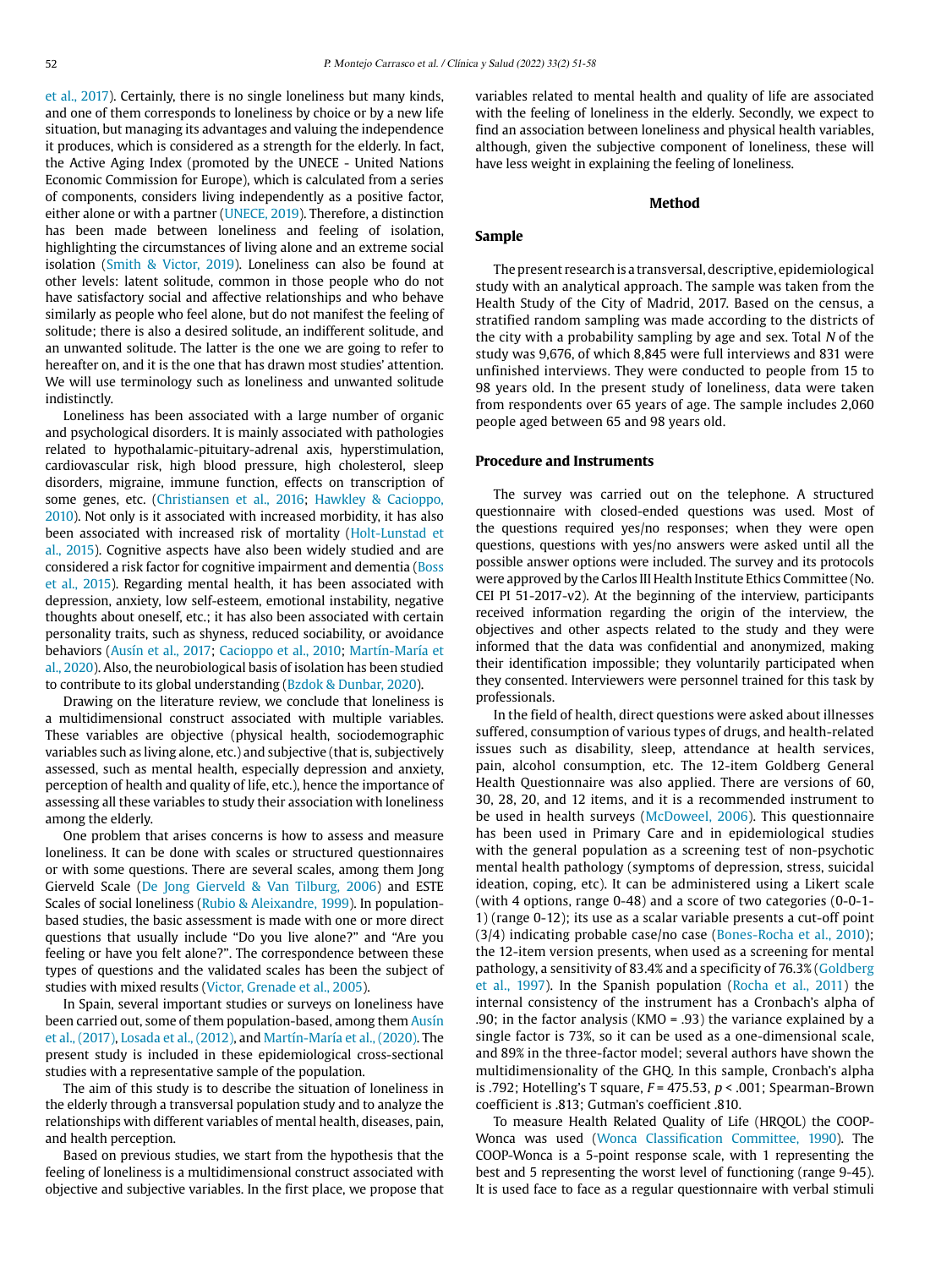et al., 2017). Certainly, there is no single loneliness but many kinds, and one of them corresponds to loneliness by choice or by a new life situation, but managing its advantages and valuing the independence it produces, which is considered as a strength for the elderly. In fact, the Active Aging Index (promoted by the UNECE - United Nations Economic Commission for Europe), which is calculated from a series of components, considers living independently as a positive factor, either alone or with a partner (UNECE, 2019). Therefore, a distinction has been made between loneliness and feeling of isolation, highlighting the circumstances of living alone and an extreme social isolation (Smith & Victor, 2019). Loneliness can also be found at other levels: latent solitude, common in those people who do not have satisfactory social and affective relationships and who behave similarly as people who feel alone, but do not manifest the feeling of solitude; there is also a desired solitude, an indifferent solitude, and an unwanted solitude. The latter is the one we are going to refer to hereafter on, and it is the one that has drawn most studies' attention. We will use terminology such as loneliness and unwanted solitude indistinctly.

Loneliness has been associated with a large number of organic and psychological disorders. It is mainly associated with pathologies related to hypothalamic-pituitary-adrenal axis, hyperstimulation, cardiovascular risk, high blood pressure, high cholesterol, sleep disorders, migraine, immune function, effects on transcription of some genes, etc. (Christiansen et al., 2016; Hawkley & Cacioppo, 2010). Not only is it associated with increased morbidity, it has also been associated with increased risk of mortality (Holt-Lunstad et al., 2015). Cognitive aspects have also been widely studied and are considered a risk factor for cognitive impairment and dementia (Boss et al., 2015). Regarding mental health, it has been associated with depression, anxiety, low self-esteem, emotional instability, negative thoughts about oneself, etc.; it has also been associated with certain personality traits, such as shyness, reduced sociability, or avoidance behaviors (Ausín et al., 2017; Cacioppo et al., 2010; Martín-María et al., 2020). Also, the neurobiological basis of isolation has been studied to contribute to its global understanding (Bzdok & Dunbar, 2020).

Drawing on the literature review, we conclude that loneliness is a multidimensional construct associated with multiple variables. These variables are objective (physical health, sociodemographic variables such as living alone, etc.) and subjective (that is, subjectively assessed, such as mental health, especially depression and anxiety, perception of health and quality of life, etc.), hence the importance of assessing all these variables to study their association with loneliness among the elderly.

One problem that arises concerns is how to assess and measure loneliness. It can be done with scales or structured questionnaires or with some questions. There are several scales, among them Jong Gierveld Scale (De Jong Gierveld & Van Tilburg, 2006) and ESTE Scales of social loneliness (Rubio & Aleixandre, 1999). In population-based studies, the basic assessment is made with one or more direct questions that usually include "Do you live alone?" and "Are you feeling or have you felt alone?". The correspondence between these types of questions and the validated scales has been the subject of studies with mixed results (Victor, Grenade et al., 2005).

In Spain, several important studies or surveys on loneliness have been carried out, some of them population-based, among them Ausín et al., (2017), Losada et al., (2012), and Martín-María et al., (2020). The present study is included in these epidemiological cross-sectional studies with a representative sample of the population.

The aim of this study is to describe the situation of loneliness in the elderly through a transversal population study and to analyze the relationships with different variables of mental health, diseases, pain, and health perception.

Based on previous studies, we start from the hypothesis that the feeling of loneliness is a multidimensional construct associated with objective and subjective variables. In the first place, we propose that variables related to mental health and quality of life are associated with the feeling of loneliness in the elderly. Secondly, we expect to find an association between loneliness and physical health variables, although, given the subjective component of loneliness, these will have less weight in explaining the feeling of loneliness.

## Method

### Sample

The present research is a transversal, descriptive, epidemiological study with an analytical approach. The sample was taken from the Health Study of the City of Madrid, 2017. Based on the census, a stratified random sampling was made according to the districts of the city with a probability sampling by age and sex. Total *N* of the study was 9,676, of which 8,845 were full interviews and 831 were unfinished interviews. They were conducted to people from 15 to 98 years old. In the present study of loneliness, data were taken from respondents over 65 years of age. The sample includes 2,060 people aged between 65 and 98 years old.

### Procedure and Instruments

The survey was carried out on the telephone. A structured questionnaire with closed-ended questions was used. Most of the questions required yes/no responses; when they were open questions, questions with yes/no answers were asked until all the possible answer options were included. The survey and its protocols were approved by the Carlos III Health Institute Ethics Committee (No. CEI PI 51-2017-v2). At the beginning of the interview, participants received information regarding the origin of the interview, the objectives and other aspects related to the study and they were informed that the data was confidential and anonymized, making their identification impossible; they voluntarily participated when they consented. Interviewers were personnel trained for this task by professionals.

In the field of health, direct questions were asked about illnesses suffered, consumption of various types of drugs, and health-related issues such as disability, sleep, attendance at health services, pain, alcohol consumption, etc. The 12-item Goldberg General Health Questionnaire was also applied. There are versions of 60, 30, 28, 20, and 12 items, and it is a recommended instrument to be used in health surveys (McDoweel, 2006). This questionnaire has been used in Primary Care and in epidemiological studies with the general population as a screening test of non-psychotic mental health pathology (symptoms of depression, stress, suicidal ideation, coping, etc). It can be administered using a Likert scale (with 4 options, range 0-48) and a score of two categories (0-0-1-1) (range 0-12); its use as a scalar variable presents a cut-off point (3/4) indicating probable case/no case (Bones-Rocha et al., 2010); the 12-item version presents, when used as a screening for mental pathology, a sensitivity of 83.4% and a specificity of 76.3% (Goldberg et al., 1997). In the Spanish population (Rocha et al., 2011) the internal consistency of the instrument has a Cronbach's alpha of .90; in the factor analysis (KMO = .93) the variance explained by a single factor is 73%, so it can be used as a one-dimensional scale, and 89% in the three-factor model; several authors have shown the multidimensionality of the GHQ. In this sample, Cronbach's alpha is .792; Hotelling's T square, $F = 475.53$, $p < .001$; Spearman-Brown coefficient is .813; Gutman's coefficient .810.

To measure Health Related Quality of Life (HRQOL) the COOP-Wonca was used (Wonca Classification Committee, 1990). The COOP-Wonca is a 5-point response scale, with 1 representing the best and 5 representing the worst level of functioning (range 9-45). It is used face to face as a regular questionnaire with verbal stimuli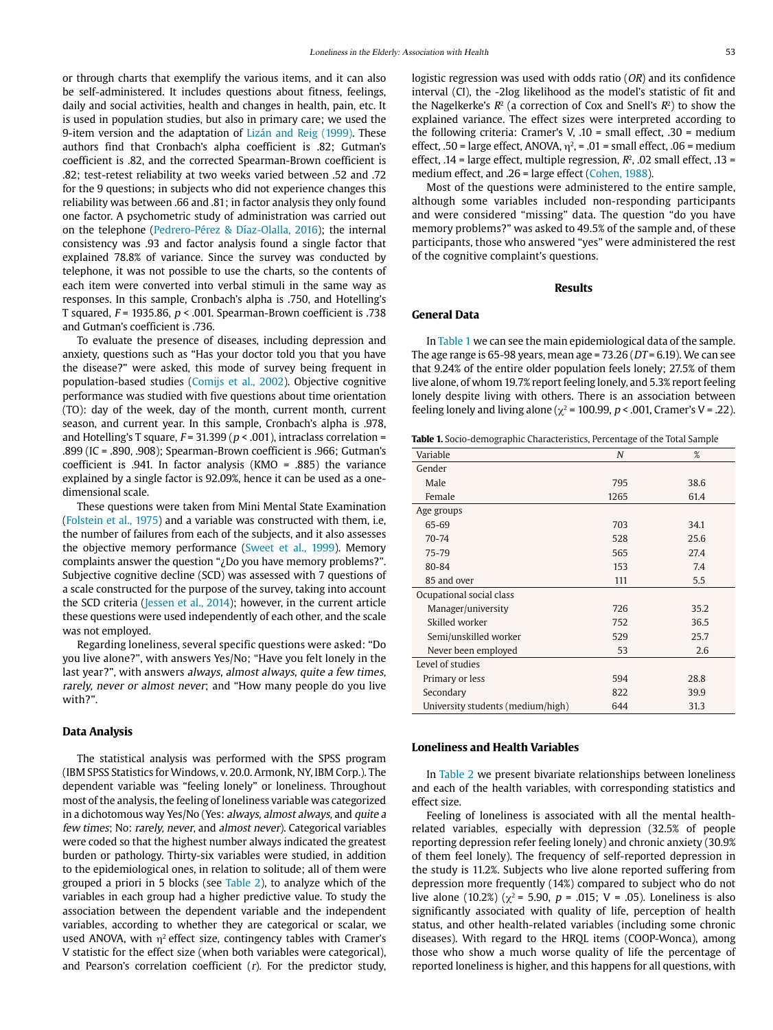or through charts that exemplify the various items, and it can also be self-administered. It includes questions about fitness, feelings, daily and social activities, health and changes in health, pain, etc. It is used in population studies, but also in primary care; we used the 9-item version and the adaptation of Lizán and Reig (1999). These authors find that Cronbach's alpha coefficient is .82; Gutman's coefficient is .82, and the corrected Spearman-Brown coefficient is .82; test-retest reliability at two weeks varied between .52 and .72 for the 9 questions; in subjects who did not experience changes this reliability was between .66 and .81; in factor analysis they only found one factor. A psychometric study of administration was carried out on the telephone (Pedrero-Pérez & Díaz-Olalla, 2016); the internal consistency was .93 and factor analysis found a single factor that explained 78.8% of variance. Since the survey was conducted by telephone, it was not possible to use the charts, so the contents of each item were converted into verbal stimuli in the same way as responses. In this sample, Cronbach's alpha is .750, and Hotelling's T squared, $F$ = 1935.86, $p$ < .001. Spearman-Brown coefficient is .738 and Gutman's coefficient is .736.

To evaluate the presence of diseases, including depression and anxiety, questions such as "Has your doctor told you that you have the disease?" were asked, this method of survey being frequent in population-based studies (Comijs et al., 2002). Objective cognitive performance was studied with five questions about time orientation (TO): day of the week, day of the month, current month, current season, and current year. In this sample, Cronbach's alpha is .978, and Hotelling's T square, $F$ = 31.399 ($p$ < .001), intraclass correlation = .899 (IC = .890, .908); Spearman-Brown coefficient is .966; Gutman's coefficient is .941. In factor analysis (KMO = .885) the variance explained by a single factor is 92.09%, hence it can be used as a one-dimensional scale.

These questions were taken from Mini Mental State Examination (Folstein et al., 1975) and a variable was constructed with them, i.e, the number of failures from each of the subjects, and it also assesses the objective memory performance (Sweet et al., 1999). Memory complaints answer the question "¿Do you have memory problems?". Subjective cognitive decline (SCD) was assessed with 7 questions of a scale constructed for the purpose of the survey, taking into account the SCD criteria (Jessen et al., 2014); however, in the current article these questions were used independently of each other, and the scale was not employed.

Regarding loneliness, several specific questions were asked: "Do you live alone?", with answers Yes/No; "Have you felt lonely in the last year?", with answers *always*, *almost always*, *quite a few times*, *rarely*, *never or almost never*; and "How many people do you live with?".

## Data Analysis

The statistical analysis was performed with the SPSS program (IBM SPSS Statistics for Windows, v. 20.0. Armonk, NY, IBM Corp.). The dependent variable was "feeling lonely" or loneliness. Throughout most of the analysis, the feeling of loneliness variable was categorized in a dichotomous way Yes/No (Yes: *always*, *almost always*, and *quite a few times*; No: *rarely*, *never*, and *almost never*). Categorical variables were coded so that the highest number always indicated the greatest burden or pathology. Thirty-six variables were studied, in addition to the epidemiological ones, in relation to solitude; all of them were grouped a priori in 5 blocks (see Table 2), to analyze which of the variables in each group had a higher predictive value. To study the association between the dependent variable and the independent variables, according to whether they are categorical or scalar, we used ANOVA, with $\eta^2$ effect size, contingency tables with Cramer's V statistic for the effect size (when both variables were categorical), and Pearson's correlation coefficient ($r$). For the predictor study, logistic regression was used with odds ratio ($OR$) and its confidence interval (CI), the -2log likelihood as the model's statistic of fit and the Nagelkerke's $R^2$ (a correction of Cox and Snell's $R^2$) to show the explained variance. The effect sizes were interpreted according to the following criteria: Cramer's V, .10 = small effect, .30 = medium effect, .50 = large effect, ANOVA, $\eta^2$, = .01 = small effect, .06 = medium effect, .14 = large effect, multiple regression, $R^2$, .02 small effect, .13 = medium effect, and .26 = large effect (Cohen, 1988).

Most of the questions were administered to the entire sample, although some variables included non-responding participants and were considered "missing" data. The question "do you have memory problems?" was asked to 49.5% of the sample and, of these participants, those who answered "yes" were administered the rest of the cognitive complaint's questions.

# Results

## General Data

In Table 1 we can see the main epidemiological data of the sample. The age range is 65-98 years, mean age = 73.26 ($DT$ = 6.19). We can see that 9.24% of the entire older population feels lonely; 27.5% of them live alone, of whom 19.7% report feeling lonely, and 5.3% report feeling lonely despite living with others. There is an association between feeling lonely and living alone ($\chi^2$ = 100.99, $p$ < .001, Cramer's V = .22).

**Table 1.** Socio-demographic Characteristics, Percentage of the Total Sample

| Variable | $N$ | % |
|---|---|---|
| Gender | | |
| Male | 795 | 38.6 |
| Female | 1265 | 61.4 |
| Age groups | | |
| 65-69 | 703 | 34.1 |
| 70-74 | 528 | 25.6 |
| 75-79 | 565 | 27.4 |
| 80-84 | 153 | 7.4 |
| 85 and over | 111 | 5.5 |
| Ocupational social class | | |
| Manager/university | 726 | 35.2 |
| Skilled worker | 752 | 36.5 |
| Semi/unskilled worker | 529 | 25.7 |
| Never been employed | 53 | 2.6 |
| Level of studies | | |
| Primary or less | 594 | 28.8 |
| Secondary | 822 | 39.9 |
| University students (medium/high) | 644 | 31.3 |

## Loneliness and Health Variables

In Table 2 we present bivariate relationships between loneliness and each of the health variables, with corresponding statistics and effect size.

Feeling of loneliness is associated with all the mental health-related variables, especially with depression (32.5% of people reporting depression refer feeling lonely) and chronic anxiety (30.9% of them feel lonely). The frequency of self-reported depression in the study is 11.2%. Subjects who live alone reported suffering from depression more frequently (14%) compared to subject who do not live alone (10.2%) ($\chi^2$ = 5.90, $p$ = .015; V = .05). Loneliness is also significantly associated with quality of life, perception of health status, and other health-related variables (including some chronic diseases). With regard to the HRQL items (COOP-Wonca), among those who show a much worse quality of life the percentage of reported loneliness is higher, and this happens for all questions, with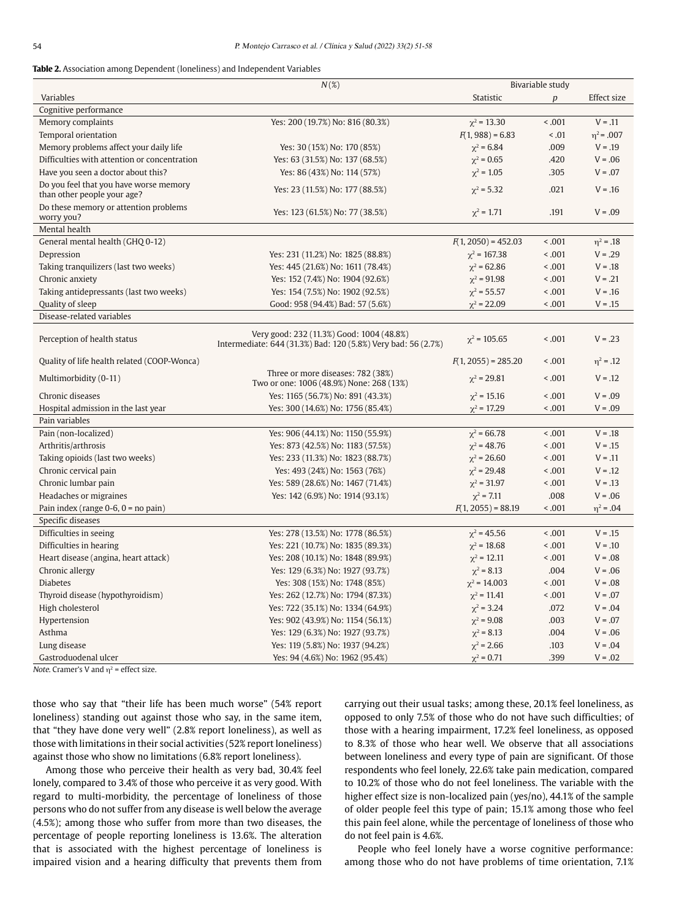**Table 2.** Association among Dependent (loneliness) and Independent Variables

| Variables | N(%) | Bivariable study | | |
|---|---|---|---|---|
| | | Statistic | *p* | Effect size |
| **Cognitive performance** | | | | |
| Memory complaints | Yes: 200 (19.7%) No: 816 (80.3%) | $\chi^2 = 13.30$ | < .001 | V = .11 |
| Temporal orientation | | $F(1, 988) = 6.83$ | < .01 | $\eta^2 = .007$ |
| Memory problems affect your daily life | Yes: 30 (15%) No: 170 (85%) | $\chi^2 = 6.84$ | .009 | V = .19 |
| Difficulties with attention or concentration | Yes: 63 (31.5%) No: 137 (68.5%) | $\chi^2 = 0.65$ | .420 | V = .06 |
| Have you seen a doctor about this? | Yes: 86 (43%) No: 114 (57%) | $\chi^2 = 1.05$ | .305 | V = .07 |
| Do you feel that you have worse memory than other people your age? | Yes: 23 (11.5%) No: 177 (88.5%) | $\chi^2 = 5.32$ | .021 | V = .16 |
| Do these memory or attention problems worry you? | Yes: 123 (61.5%) No: 77 (38.5%) | $\chi^2 = 1.71$ | .191 | V = .09 |
| **Mental health** | | | | |
| General mental health (GHQ 0-12) | | $F(1, 2050) = 452.03$ | < .001 | $\eta^2 = .18$ |
| Depression | Yes: 231 (11.2%) No: 1825 (88.8%) | $\chi^2 = 167.38$ | < .001 | V = .29 |
| Taking tranquilizers (last two weeks) | Yes: 445 (21.6%) No: 1611 (78.4%) | $\chi^2 = 62.86$ | < .001 | V = .18 |
| Chronic anxiety | Yes: 152 (7.4%) No: 1904 (92.6%) | $\chi^2 = 91.98$ | < .001 | V = .21 |
| Taking antidepressants (last two weeks) | Yes: 154 (7.5%) No: 1902 (92.5%) | $\chi^2 = 55.57$ | < .001 | V = .16 |
| Quality of sleep | Good: 958 (94.4%) Bad: 57 (5.6%) | $\chi^2 = 22.09$ | < .001 | V = .15 |
| **Disease-related variables** | | | | |
| Perception of health status | Very good: 232 (11.3%) Good: 1004 (48.8%) Intermediate: 644 (31.3%) Bad: 120 (5.8%) Very bad: 56 (2.7%) | $\chi^2 = 105.65$ | < .001 | V = .23 |
| Quality of life health related (COOP-Wonca) | | $F(1, 2055) = 285.20$ | < .001 | $\eta^2 = .12$ |
| Multimorbidity (0-11) | Three or more diseases: 782 (38%) Two or one: 1006 (48.9%) None: 268 (13%) | $\chi^2 = 29.81$ | < .001 | V = .12 |
| Chronic diseases | Yes: 1165 (56.7%) No: 891 (43.3%) | $\chi^2 = 15.16$ | < .001 | V = .09 |
| Hospital admission in the last year | Yes: 300 (14.6%) No: 1756 (85.4%) | $\chi^2 = 17.29$ | < .001 | V = .09 |
| **Pain variables** | | | | |
| Pain (non-localized) | Yes: 906 (44.1%) No: 1150 (55.9%) | $\chi^2 = 66.78$ | < .001 | V = .18 |
| Arthritis/arthrosis | Yes: 873 (42.5%) No: 1183 (57.5%) | $\chi^2 = 48.76$ | < .001 | V = .15 |
| Taking opioids (last two weeks) | Yes: 233 (11.3%) No: 1823 (88.7%) | $\chi^2 = 26.60$ | < .001 | V = .11 |
| Chronic cervical pain | Yes: 493 (24%) No: 1563 (76%) | $\chi^2 = 29.48$ | < .001 | V = .12 |
| Chronic lumbar pain | Yes: 589 (28.6%) No: 1467 (71.4%) | $\chi^2 = 31.97$ | < .001 | V = .13 |
| Headaches or migraines | Yes: 142 (6.9%) No: 1914 (93.1%) | $\chi^2 = 7.11$ | .008 | V = .06 |
| Pain index (range 0-6, 0 = no pain) | | $F(1, 2055) = 88.19$ | < .001 | $\eta^2 = .04$ |
| **Specific diseases** | | | | |
| Difficulties in seeing | Yes: 278 (13.5%) No: 1778 (86.5%) | $\chi^2 = 45.56$ | < .001 | V = .15 |
| Difficulties in hearing | Yes: 221 (10.7%) No: 1835 (89.3%) | $\chi^2 = 18.68$ | < .001 | V = .10 |
| Heart disease (angina, heart attack) | Yes: 208 (10.1%) No: 1848 (89.9%) | $\chi^2 = 12.11$ | < .001 | V = .08 |
| Chronic allergy | Yes: 129 (6.3%) No: 1927 (93.7%) | $\chi^2 = 8.13$ | .004 | V = .06 |
| Diabetes | Yes: 308 (15%) No: 1748 (85%) | $\chi^2 = 14.003$ | < .001 | V = .08 |
| Thyroid disease (hypothyroidism) | Yes: 262 (12.7%) No: 1794 (87.3%) | $\chi^2 = 11.41$ | < .001 | V = .07 |
| High cholesterol | Yes: 722 (35.1%) No: 1334 (64.9%) | $\chi^2 = 3.24$ | .072 | V = .04 |
| Hypertension | Yes: 902 (43.9%) No: 1154 (56.1%) | $\chi^2 = 9.08$ | .003 | V = .07 |
| Asthma | Yes: 129 (6.3%) No: 1927 (93.7%) | $\chi^2 = 8.13$ | .004 | V = .06 |
| Lung disease | Yes: 119 (5.8%) No: 1937 (94.2%) | $\chi^2 = 2.66$ | .103 | V = .04 |
| Gastroduodenal ulcer | Yes: 94 (4.6%) No: 1962 (95.4%) | $\chi^2 = 0.71$ | .399 | V = .02 |

*Note*. Cramer's V and $\eta^2$ = effect size.

those who say that "their life has been much worse" (54% report loneliness) standing out against those who say, in the same item, that "they have done very well" (2.8% report loneliness), as well as those with limitations in their social activities (52% report loneliness) against those who show no limitations (6.8% report loneliness).

Among those who perceive their health as very bad, 30.4% feel lonely, compared to 3.4% of those who perceive it as very good. With regard to multi-morbidity, the percentage of loneliness of those persons who do not suffer from any disease is well below the average (4.5%); among those who suffer from more than two diseases, the percentage of people reporting loneliness is 13.6%. The alteration that is associated with the highest percentage of loneliness is impaired vision and a hearing difficulty that prevents them from carrying out their usual tasks; among these, 20.1% feel loneliness, as opposed to only 7.5% of those who do not have such difficulties; of those with a hearing impairment, 17.2% feel loneliness, as opposed to 8.3% of those who hear well. We observe that all associations between loneliness and every type of pain are significant. Of those respondents who feel lonely, 22.6% take pain medication, compared to 10.2% of those who do not feel loneliness. The variable with the higher effect size is non-localized pain (yes/no), 44.1% of the sample of older people feel this type of pain; 15.1% among those who feel this pain feel alone, while the percentage of loneliness of those who do not feel pain is 4.6%.

People who feel lonely have a worse cognitive performance: among those who do not have problems of time orientation, 7.1%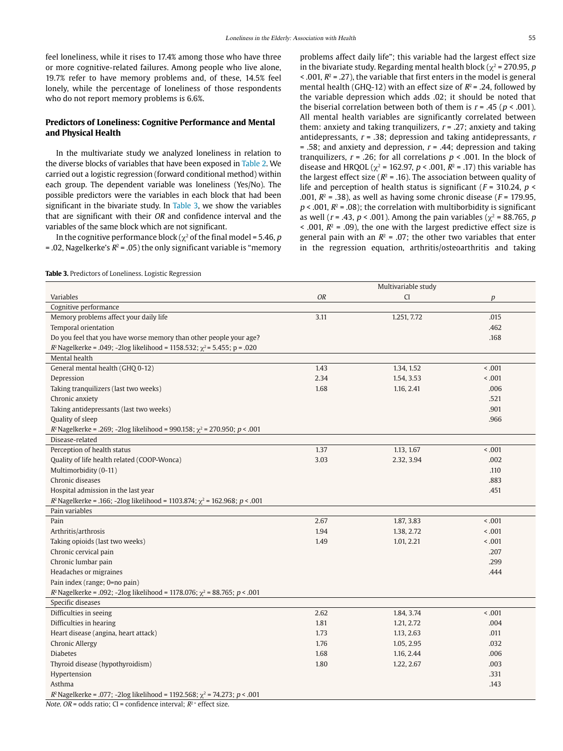feel loneliness, while it rises to 17.4% among those who have three or more cognitive-related failures. Among people who live alone, 19.7% refer to have memory problems and, of these, 14.5% feel lonely, while the percentage of loneliness of those respondents who do not report memory problems is 6.6%.

## Predictors of Loneliness: Cognitive Performance and Mental and Physical Health

In the multivariate study we analyzed loneliness in relation to the diverse blocks of variables that have been exposed in Table 2. We carried out a logistic regression (forward conditional method) within each group. The dependent variable was loneliness (Yes/No). The possible predictors were the variables in each block that had been significant in the bivariate study. In Table 3, we show the variables that are significant with their *OR* and confidence interval and the variables of the same block which are not significant.

In the cognitive performance block ($\chi^2$ of the final model = 5.46, $p$ = .02, Nagelkerke's $R^2$ = .05) the only significant variable is "memory problems affect daily life"; this variable had the largest effect size in the bivariate study. Regarding mental health block ($\chi^2$ = 270.95, $p$ < .001, $R^2$ = .27), the variable that first enters in the model is general mental health (GHQ-12) with an effect size of $R^2$ = .24, followed by the variable depression which adds .02; it should be noted that the biserial correlation between both of them is $r$ = .45 ($p$ < .001). All mental health variables are significantly correlated between them: anxiety and taking tranquilizers, $r$ = .27; anxiety and taking antidepressants, $r$ = .38; depression and taking antidepressants, $r$ = .58; and anxiety and depression, $r$ = .44; depression and taking tranquilizers, $r$ = .26; for all correlations $p$ < .001. In the block of disease and HRQOL ($\chi^2$ = 162.97, $p$ < .001, $R^2$ = .17) this variable has the largest effect size ($R^2$ = .16). The association between quality of life and perception of health status is significant ($F$ = 310.24, $p$ < .001, $R^2$ = .38), as well as having some chronic disease ($F$ = 179.95, $p$ < .001, $R^2$ = .08); the correlation with multiborbidity is significant as well ($r$ = .43, $p$ < .001). Among the pain variables ($\chi^2$ = 88.765, $p$ < .001, $R^2$ = .09), the one with the largest predictive effect size is general pain with an $R^2$ = .07; the other two variables that enter in the regression equation, arthritis/osteoarthritis and taking

**Table 3.** Predictors of Loneliness. Logistic Regression

| | Multivariable study | | |
|---|---|---|---|
| Variables | *OR* | CI | *p* |
| Cognitive performance | | | |
| Memory problems affect your daily life | 3.11 | 1.251, 7.72 | .015 |
| Temporal orientation | | | .462 |
| Do you feel that you have worse memory than other people your age? | | | .168 |
| $R^2$ Nagelkerke = .049; -2log likelihood = 1158.532; $\chi^2$ = 5.455; p = .020 | | | |
| Mental health | | | |
| General mental health (GHQ 0-12) | 1.43 | 1.34, 1.52 | < .001 |
| Depression | 2.34 | 1.54, 3.53 | < .001 |
| Taking tranquilizers (last two weeks) | 1.68 | 1.16, 2.41 | .006 |
| Chronic anxiety | | | .521 |
| Taking antidepressants (last two weeks) | | | .901 |
| Quality of sleep | | | .966 |
| $R^2$ Nagelkerke = .269; -2log likelihood = 990.158; $\chi^2$ = 270.950; $p$ < .001 | | | |
| Disease-related | | | |
| Perception of health status | 1.37 | 1.13, 1.67 | < .001 |
| Quality of life health related (COOP-Wonca) | 3.03 | 2.32, 3.94 | .002 |
| Multimorbidity (0-11) | | | .110 |
| Chronic diseases | | | .883 |
| Hospital admission in the last year | | | .451 |
| $R^2$ Nagelkerke = .166; -2log likelihood = 1103.874; $\chi^2$ = 162.968; $p$ < .001 | | | |
| Pain variables | | | |
| Pain | 2.67 | 1.87, 3.83 | < .001 |
| Arthritis/arthrosis | 1.94 | 1.38, 2.72 | < .001 |
| Taking opioids (last two weeks) | 1.49 | 1.01, 2.21 | < .001 |
| Chronic cervical pain | | | .207 |
| Chronic lumbar pain | | | .299 |
| Headaches or migraines | | | .444 |
| Pain index (range; 0=no pain) | | | |
| $R^2$ Nagelkerke = .092; -2log likelihood = 1178.076; $\chi^2$ = 88.765; $p$ < .001 | | | |
| Specific diseases | | | |
| Difficulties in seeing | 2.62 | 1.84, 3.74 | < .001 |
| Difficulties in hearing | 1.81 | 1.21, 2.72 | .004 |
| Heart disease (angina, heart attack) | 1.73 | 1.13, 2.63 | .011 |
| Chronic Allergy | 1.76 | 1.05, 2.95 | .032 |
| Diabetes | 1.68 | 1.16, 2.44 | .006 |
| Thyroid disease (hypothyroidism) | 1.80 | 1.22, 2.67 | .003 |
| Hypertension | | | .331 |
| Asthma | | | .143 |
| $R^2$ Nagelkerke = .077; -2log likelihood = 1192.568; $\chi^2$ = 74.273; $p$ < .001 | | | |

*Note. OR* = odds ratio; CI = confidence interval; $R^2$ = effect size.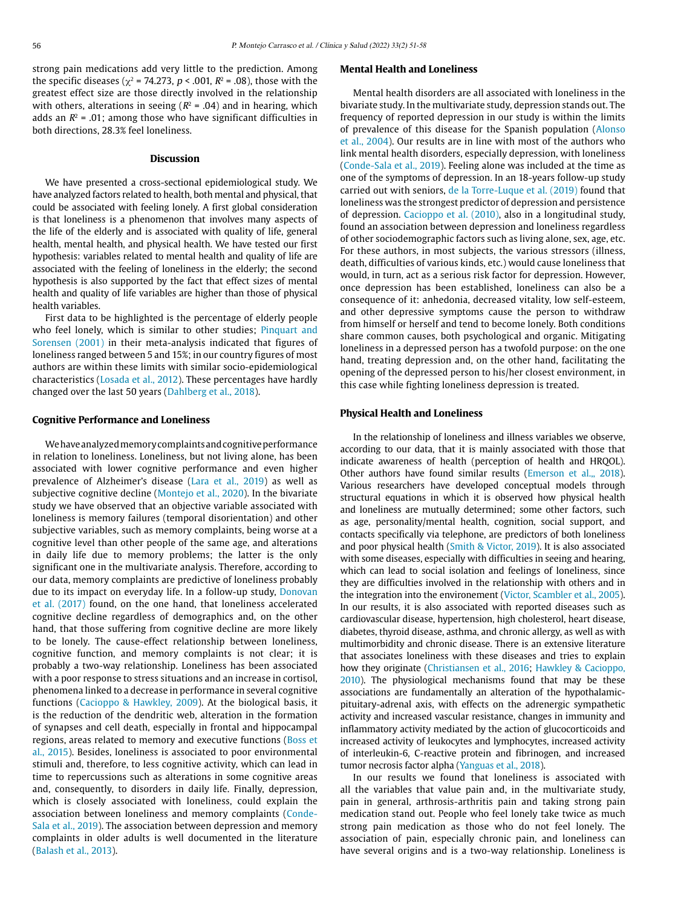strong pain medications add very little to the prediction. Among the specific diseases ($\chi^2$ = 74.273, $p$ < .001, $R^2$ = .08), those with the greatest effect size are those directly involved in the relationship with others, alterations in seeing ($R^2$ = .04) and in hearing, which adds an $R^2$ = .01; among those who have significant difficulties in both directions, 28.3% feel loneliness.

## Discussion

We have presented a cross-sectional epidemiological study. We have analyzed factors related to health, both mental and physical, that could be associated with feeling lonely. A first global consideration is that loneliness is a phenomenon that involves many aspects of the life of the elderly and is associated with quality of life, general health, mental health, and physical health. We have tested our first hypothesis: variables related to mental health and quality of life are associated with the feeling of loneliness in the elderly; the second hypothesis is also supported by the fact that effect sizes of mental health and quality of life variables are higher than those of physical health variables.

First data to be highlighted is the percentage of elderly people who feel lonely, which is similar to other studies; Pinquart and Sorensen (2001) in their meta-analysis indicated that figures of loneliness ranged between 5 and 15%; in our country figures of most authors are within these limits with similar socio-epidemiological characteristics (Losada et al., 2012). These percentages have hardly changed over the last 50 years (Dahlberg et al., 2018).

### Cognitive Performance and Loneliness

We have analyzed memory complaints and cognitive performance in relation to loneliness. Loneliness, but not living alone, has been associated with lower cognitive performance and even higher prevalence of Alzheimer's disease (Lara et al., 2019) as well as subjective cognitive decline (Montejo et al., 2020). In the bivariate study we have observed that an objective variable associated with loneliness is memory failures (temporal disorientation) and other subjective variables, such as memory complaints, being worse at a cognitive level than other people of the same age, and alterations in daily life due to memory problems; the latter is the only significant one in the multivariate analysis. Therefore, according to our data, memory complaints are predictive of loneliness probably due to its impact on everyday life. In a follow-up study, Donovan et al. (2017) found, on the one hand, that loneliness accelerated cognitive decline regardless of demographics and, on the other hand, that those suffering from cognitive decline are more likely to be lonely. The cause-effect relationship between loneliness, cognitive function, and memory complaints is not clear; it is probably a two-way relationship. Loneliness has been associated with a poor response to stress situations and an increase in cortisol, phenomena linked to a decrease in performance in several cognitive functions (Cacioppo & Hawkley, 2009). At the biological basis, it is the reduction of the dendritic web, alteration in the formation of synapses and cell death, especially in frontal and hippocampal regions, areas related to memory and executive functions (Boss et al., 2015). Besides, loneliness is associated to poor environmental stimuli and, therefore, to less cognitive activity, which can lead in time to repercussions such as alterations in some cognitive areas and, consequently, to disorders in daily life. Finally, depression, which is closely associated with loneliness, could explain the association between loneliness and memory complaints (Conde-Sala et al., 2019). The association between depression and memory complaints in older adults is well documented in the literature (Balash et al., 2013).

### Mental Health and Loneliness

Mental health disorders are all associated with loneliness in the bivariate study. In the multivariate study, depression stands out. The frequency of reported depression in our study is within the limits of prevalence of this disease for the Spanish population (Alonso et al., 2004). Our results are in line with most of the authors who link mental health disorders, especially depression, with loneliness (Conde-Sala et al., 2019). Feeling alone was included at the time as one of the symptoms of depression. In an 18-years follow-up study carried out with seniors, de la Torre-Luque et al. (2019) found that loneliness was the strongest predictor of depression and persistence of depression. Cacioppo et al. (2010), also in a longitudinal study, found an association between depression and loneliness regardless of other sociodemographic factors such as living alone, sex, age, etc. For these authors, in most subjects, the various stressors (illness, death, difficulties of various kinds, etc.) would cause loneliness that would, in turn, act as a serious risk factor for depression. However, once depression has been established, loneliness can also be a consequence of it: anhedonia, decreased vitality, low self-esteem, and other depressive symptoms cause the person to withdraw from himself or herself and tend to become lonely. Both conditions share common causes, both psychological and organic. Mitigating loneliness in a depressed person has a twofold purpose: on the one hand, treating depression and, on the other hand, facilitating the opening of the depressed person to his/her closest environment, in this case while fighting loneliness depression is treated.

### Physical Health and Loneliness

In the relationship of loneliness and illness variables we observe, according to our data, that it is mainly associated with those that indicate awareness of health (perception of health and HRQOL). Other authors have found similar results (Emerson et al.,, 2018). Various researchers have developed conceptual models through structural equations in which it is observed how physical health and loneliness are mutually determined; some other factors, such as age, personality/mental health, cognition, social support, and contacts specifically via telephone, are predictors of both loneliness and poor physical health (Smith & Victor, 2019). It is also associated with some diseases, especially with difficulties in seeing and hearing, which can lead to social isolation and feelings of loneliness, since they are difficulties involved in the relationship with others and in the integration into the environement (Victor, Scambler et al., 2005). In our results, it is also associated with reported diseases such as cardiovascular disease, hypertension, high cholesterol, heart disease, diabetes, thyroid disease, asthma, and chronic allergy, as well as with multimorbidity and chronic disease. There is an extensive literature that associates loneliness with these diseases and tries to explain how they originate (Christiansen et al., 2016; Hawkley & Cacioppo, 2010). The physiological mechanisms found that may be these associations are fundamentally an alteration of the hypothalamic-pituitary-adrenal axis, with effects on the adrenergic sympathetic activity and increased vascular resistance, changes in immunity and inflammatory activity mediated by the action of glucocorticoids and increased activity of leukocytes and lymphocytes, increased activity of interleukin-6, C-reactive protein and fibrinogen, and increased tumor necrosis factor alpha (Yanguas et al., 2018).

In our results we found that loneliness is associated with all the variables that value pain and, in the multivariate study, pain in general, arthrosis-arthritis pain and taking strong pain medication stand out. People who feel lonely take twice as much strong pain medication as those who do not feel lonely. The association of pain, especially chronic pain, and loneliness can have several origins and is a two-way relationship. Loneliness is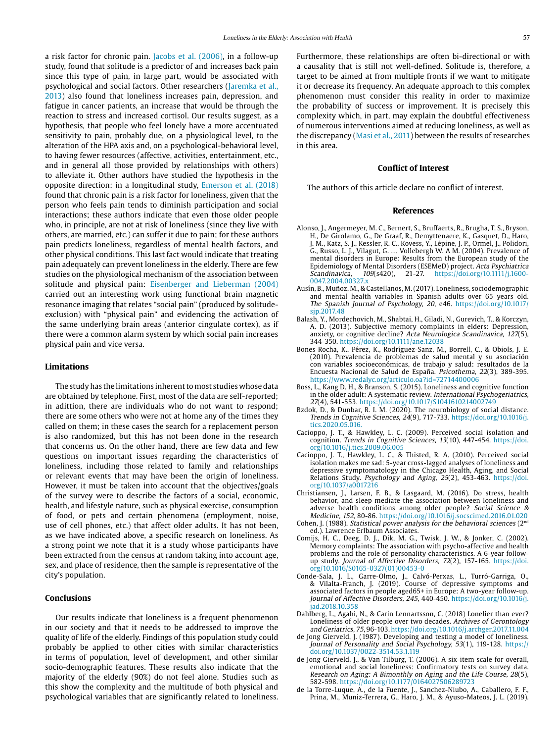a risk factor for chronic pain. Jacobs et al. (2006), in a follow-up study, found that solitude is a predictor of and increases back pain since this type of pain, in large part, would be associated with psychological and social factors. Other researchers (Jaremka et al., 2013) also found that loneliness increases pain, depression, and fatigue in cancer patients, an increase that would be through the reaction to stress and increased cortisol. Our results suggest, as a hypothesis, that people who feel lonely have a more accentuated sensitivity to pain, probably due, on a physiological level, to the alteration of the HPA axis and, on a psychological-behavioral level, to having fewer resources (affective, activities, entertainment, etc., and in general all those provided by relationships with others) to alleviate it. Other authors have studied the hypothesis in the opposite direction: in a longitudinal study, Emerson et al. (2018) found that chronic pain is a risk factor for loneliness, given that the person who feels pain tends to diminish participation and social interactions; these authors indicate that even those older people who, in principle, are not at risk of loneliness (since they live with others, are married, etc.) can suffer it due to pain; for these authors pain predicts loneliness, regardless of mental health factors, and other physical conditions. This last fact would indicate that treating pain adequately can prevent loneliness in the elderly. There are few studies on the physiological mechanism of the association between solitude and physical pain: Eisenberger and Lieberman (2004) carried out an interesting work using functional brain magnetic resonance imaging that relates "social pain" (produced by solitude-exclusion) with "physical pain" and evidencing the activation of the same underlying brain areas (anterior cingulate cortex), as if there were a common alarm system by which social pain increases physical pain and vice versa.

## Limitations

The study has the limitations inherent to most studies whose data are obtained by telephone. First, most of the data are self-reported; in adittion, there are individuals who do not want to respond; there are some others who were not at home any of the times they called on them; in these cases the search for a replacement person is also randomized, but this has not been done in the research that concerns us. On the other hand, there are few data and few questions on important issues regarding the characteristics of loneliness, including those related to family and relationships or relevant events that may have been the origin of loneliness. However, it must be taken into account that the objectives/goals of the survey were to describe the factors of a social, economic, health, and lifestyle nature, such as physical exercise, consumption of food, or pets and certain phenomena (employment, noise, use of cell phones, etc.) that affect older adults. It has not been, as we have indicated above, a specific research on loneliness. As a strong point we note that it is a study whose participants have been extracted from the census at random taking into account age, sex, and place of residence, then the sample is representative of the city's population.

## Conclusions

Our results indicate that loneliness is a frequent phenomenon in our society and that it needs to be addressed to improve the quality of life of the elderly. Findings of this population study could probably be applied to other cities with similar characteristics in terms of population, level of development, and other similar socio-demographic features. These results also indicate that the majority of the elderly (90%) do not feel alone. Studies such as this show the complexity and the multitude of both physical and psychological variables that are significantly related to loneliness. Furthermore, these relationships are often bi-directional or with a causality that is still not well-defined. Solitude is, therefore, a target to be aimed at from multiple fronts if we want to mitigate it or decrease its frequency. An adequate approach to this complex phenomenon must consider this reality in order to maximize the probability of success or improvement. It is precisely this complexity which, in part, may explain the doubtful effectiveness of numerous interventions aimed at reducing loneliness, as well as the discrepancy (Masi et al., 2011) between the results of researches in this area.

## Conflict of Interest

The authors of this article declare no conflict of interest.

## References

Alonso, J., Angermeyer, M. C., Bernert, S., Bruffaerts, R., Brugha, T. S., Bryson, H., De Girolamo, G., De Graaf, R., Demyttenaere, K., Gasquet, D., Haro, J. M., Katz, S. J., Kessler, R. C., Kovess, Y., Lépine, J. P., Ormel, J., Polidori, G., Russo, L. J., Vilagut, G. … Vollebergh W. A M. (2004). Prevalence of mental disorders in Europe: Results from the European study of the Epidemiology of Mental Disorders (ESEMeD) project. *Acta Psychiatrica Scandinavica, 109*(s420), 21-27. https://doi.org/10.1111/j.1600-0047.2004.00327.x

Ausín, B., Muñoz, M., & Castellanos, M. (2017). Loneliness, sociodemographic and mental health variables in Spanish adults over 65 years old. *The Spanish Journal of Psychology, 20*, e46. https://doi.org/10.1017/sjp.2017.48

Balash, Y., Mordechovich, M., Shabtai, H., Giladi, N., Gurevich, T., & Korczyn, A. D. (2013). Subjective memory complaints in elders: Depression, anxiety, or cognitive decline? *Acta Neurologica Scandinavica, 127*(5), 344-350. https://doi.org/10.1111/ane.12038

Bones Rocha, K., Pérez, K., Rodríguez-Sanz, M., Borrell, C., & Obiols, J. E. (2010). Prevalencia de problemas de salud mental y su asociación con variables socioeconómicas, de trabajo y salud: resultados de la Encuesta Nacional de Salud de España. *Psicothema, 22*(3), 389-395. https://www.redalyc.org/articulo.oa?id=72714400006

Boss, L., Kang D. H., & Branson, S. (2015). Loneliness and cognitive function in the older adult: A systematic review. *International Psychogeriatrics, 27*(4), 541-553. https://doi.org/10.1017/S1041610214002749

Bzdok, D., & Dunbar, R. I. M. (2020). The neurobiology of social distance. *Trends in Cognitive Sciences, 24*(9), 717-733. https://doi.org/10.1016/j.tics.2020.05.016.

Cacioppo, J. T., & Hawkley, L. C. (2009). Perceived social isolation and cognition. *Trends in Cognitive Sciences, 13*(10), 447-454. https://doi.org/10.1016/j.tics.2009.06.005

Cacioppo, J. T., Hawkley, L. C., & Thisted, R. A. (2010). Perceived social isolation makes me sad: 5-year cross-lagged analyses of loneliness and depressive symptomatology in the Chicago Health, Aging, and Social Relations Study. *Psychology and Aging, 25*(2), 453-463. https://doi.org/10.1037/a0017216

Christiansen, J., Larsen, F. B., & Lasgaard, M. (2016). Do stress, health behavior, and sleep mediate the association between loneliness and adverse health conditions among older people? *Social Science & Medicine, 152*, 80-86. https://doi.org/10.1016/j.socscimed.2016.01.020

Cohen, J. (1988). *Statistical power analysis for the behavioral sciences* (2nd ed.). Lawrence Erlbaum Associates.

Comijs, H. C., Deeg, D. J., Dik, M. G., Twisk, J. W., & Jonker, C. (2002). Memory complaints: The association with psycho-affective and health problems and the role of personality characteristics. A 6-year follow-up study. *Journal of Affective Disorders, 72*(2), 157-165. https://doi.org/10.1016/S0165-0327(01)00453-0

Conde-Sala, J. L., Garre-Olmo, J., Calvó-Perxas, L., Turró-Garriga, O., & Vilalta-Franch, J. (2019). Course of depressive symptoms and associated factors in people aged65+ in Europe: A two-year follow-up. *Journal of Affective Disorders, 245*, 440-450. https://doi.org/10.1016/j.jad.2018.10.358

Dahlberg, L., Agahi, N., & Carin Lennartsson, C. (2018) Lonelier than ever? Loneliness of older people over two decades. *Archives of Gerontology and Geriatrics, 75*, 96-103. https://doi.org/10.1016/j.archger.2017.11.004

de Jong Gierveld, J. (1987). Developing and testing a model of loneliness. *Journal of Personality and Social Psychology, 53*(1), 119-128. https://doi.org/10.1037/0022-3514.53.1.119

de Jong Gierveld, J., & Van Tilburg, T. (2006). A six-item scale for overall, emotional and social loneliness: Confirmatory tests on survey data. *Research on Aging: A Bimonthly on Aging and the Life Course, 28*(5), 582-598. https://doi.org/10.1177/0164027506289723

de la Torre-Luque, A., de la Fuente, J., Sanchez-Niubo, A., Caballero, F. F., Prina, M., Muniz-Terrera, G., Haro, J. M., & Ayuso-Mateos, J. L. (2019).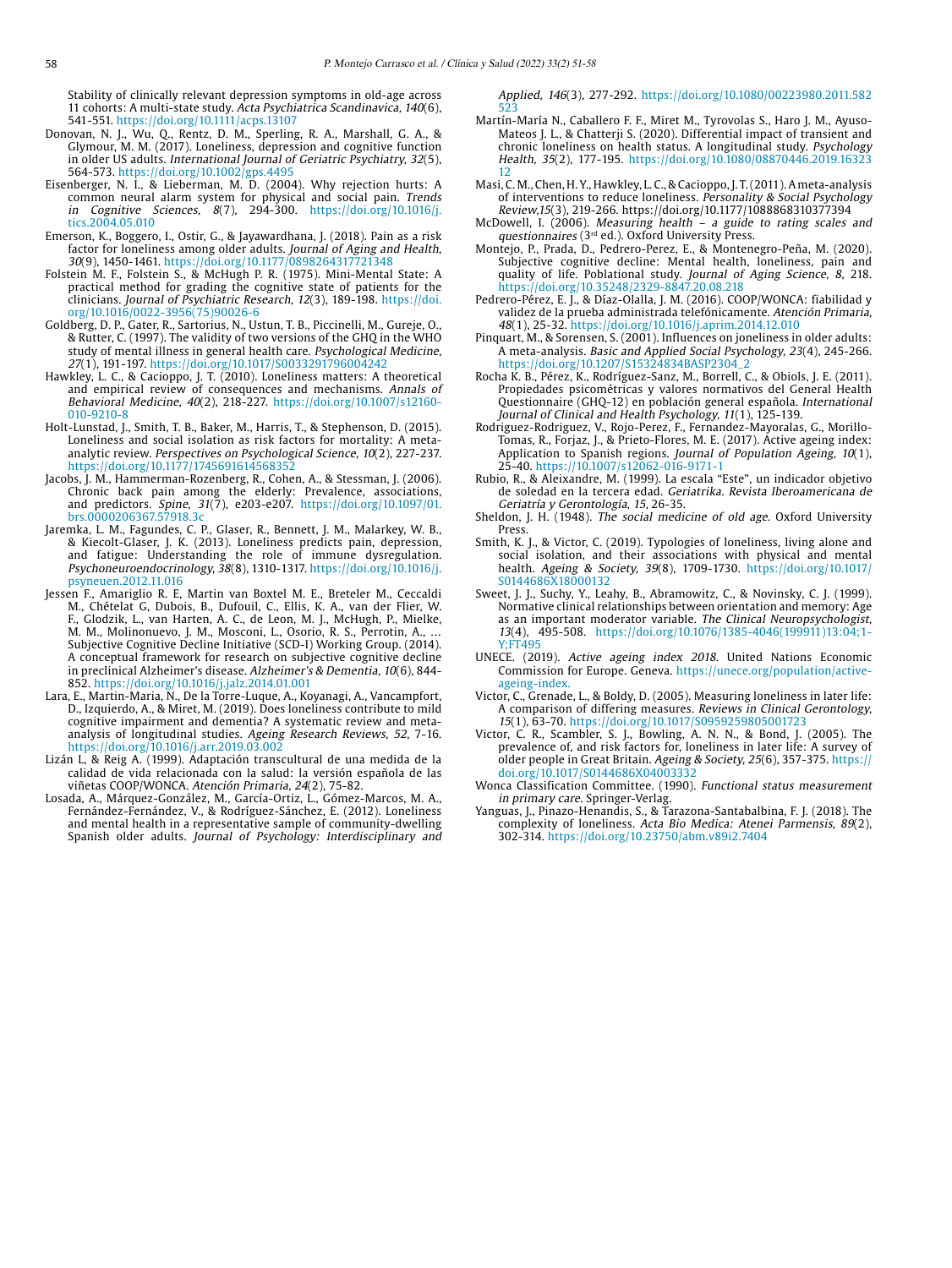Stability of clinically relevant depression symptoms in old-age across 11 cohorts: A multi-state study. *Acta Psychiatrica Scandinavica, 140*(6), 541-551. https://doi.org/10.1111/acps.13107

Donovan, N. J., Wu, Q., Rentz, D. M., Sperling, R. A., Marshall, G. A., & Glymour, M. M. (2017). Loneliness, depression and cognitive function in older US adults. *International Journal of Geriatric Psychiatry, 32*(5), 564-573. https://doi.org/10.1002/gps.4495

Eisenberger, N. I., & Lieberman, M. D. (2004). Why rejection hurts: A common neural alarm system for physical and social pain. *Trends in Cognitive Sciences, 8*(7), 294-300. https://doi.org/10.1016/j.tics.2004.05.010

Emerson, K., Boggero, I., Ostir, G., & Jayawardhana, J. (2018). Pain as a risk factor for loneliness among older adults. *Journal of Aging and Health, 30*(9), 1450-1461. https://doi.org/10.1177/0898264317721348

Folstein M. F., Folstein S., & McHugh P. R. (1975). Mini-Mental State: A practical method for grading the cognitive state of patients for the clinicians. *Journal of Psychiatric Research, 12*(3), 189-198. https://doi.org/10.1016/0022-3956(75)90026-6

Goldberg, D. P., Gater, R., Sartorius, N., Ustun, T. B., Piccinelli, M., Gureje, O., & Rutter, C. (1997). The validity of two versions of the GHQ in the WHO study of mental illness in general health care. *Psychological Medicine, 27*(1), 191-197. https://doi.org/10.1017/S0033291796004242

Hawkley, L. C., & Cacioppo, J. T. (2010). Loneliness matters: A theoretical and empirical review of consequences and mechanisms. *Annals of Behavioral Medicine, 40*(2), 218-227. https://doi.org/10.1007/s12160-010-9210-8

Holt-Lunstad, J., Smith, T. B., Baker, M., Harris, T., & Stephenson, D. (2015). Loneliness and social isolation as risk factors for mortality: A meta-analytic review. *Perspectives on Psychological Science, 10*(2), 227-237. https://doi.org/10.1177/1745691614568352

Jacobs, J. M., Hammerman-Rozenberg, R., Cohen, A., & Stessman, J. (2006). Chronic back pain among the elderly: Prevalence, associations, and predictors. *Spine, 31*(7), e203-e207. https://doi.org/10.1097/01.brs.0000206367.57918.3c

Jaremka, L. M., Fagundes, C. P., Glaser, R., Bennett, J. M., Malarkey, W. B., & Kiecolt-Glaser, J. K. (2013). Loneliness predicts pain, depression, and fatigue: Understanding the role of immune dysregulation. *Psychoneuroendocrinology, 38*(8), 1310-1317. https://doi.org/10.1016/j.psyneuen.2012.11.016

Jessen F., Amariglio R. E, Martin van Boxtel M. E., Breteler M., Ceccaldi M., Chételat G, Dubois, B., Dufouil, C., Ellis, K. A., van der Flier, W. F., Glodzik, L., van Harten, A. C., de Leon, M. J., McHugh, P., Mielke, M. M., Molinonuevo, J. M., Mosconi, L., Osorio, R. S., Perrotin, A., … Subjective Cognitive Decline Initiative (SCD-I) Working Group. (2014). A conceptual framework for research on subjective cognitive decline in preclinical Alzheimer's disease. *Alzheimer's & Dementia, 10*(6), 844-852. https://doi.org/10.1016/j.jalz.2014.01.001

Lara, E., Martin-Maria, N., De la Torre-Luque, A., Koyanagi, A., Vancampfort, D., Izquierdo, A., & Miret, M. (2019). Does loneliness contribute to mild cognitive impairment and dementia? A systematic review and meta-analysis of longitudinal studies. *Ageing Research Reviews, 52*, 7-16. https://doi.org/10.1016/j.arr.2019.03.002

Lizán L, & Reig A. (1999). Adaptación transcultural de una medida de la calidad de vida relacionada con la salud: la versión española de las viñetas COOP/WONCA. *Atención Primaria, 24*(2), 75-82.

Losada, A., Márquez-González, M., García-Ortiz, L., Gómez-Marcos, M. A., Fernández-Fernández, V., & Rodríguez-Sánchez, E. (2012). Loneliness and mental health in a representative sample of community-dwelling Spanish older adults. *Journal of Psychology: Interdisciplinary and Applied, 146*(3), 277-292. https://doi.org/10.1080/00223980.2011.582523

Martín-María N., Caballero F. F., Miret M., Tyrovolas S., Haro J. M., Ayuso-Mateos J. L., & Chatterji S. (2020). Differential impact of transient and chronic loneliness on health status. A longitudinal study. *Psychology Health, 35*(2), 177-195. https://doi.org/10.1080/08870446.2019.1632312

Masi, C. M., Chen, H. Y., Hawkley, L. C., & Cacioppo, J. T. (2011). A meta-analysis of interventions to reduce loneliness. *Personality & Social Psychology Review,15*(3), 219-266. https://doi.org/10.1177/1088868310377394

McDowell, I. (2006). *Measuring health – a guide to rating scales and questionnaires* (3rd ed.). Oxford University Press.

Montejo, P., Prada, D., Pedrero-Perez, E., & Montenegro-Peña, M. (2020). Subjective cognitive decline: Mental health, loneliness, pain and quality of life. Poblational study. *Journal of Aging Science, 8*, 218. https://doi.org/10.35248/2329-8847.20.08.218

Pedrero-Pérez, E. J., & Díaz-Olalla, J. M. (2016). COOP/WONCA: fiabilidad y validez de la prueba administrada telefónicamente. *Atención Primaria, 48*(1), 25-32. https://doi.org/10.1016/j.aprim.2014.12.010

Pinquart, M., & Sorensen, S. (2001). Influences on loneliness in older adults: A meta-analysis. *Basic and Applied Social Psychology, 23*(4), 245-266. https://doi.org/10.1207/S15324834BASP2304_2

Rocha K. B., Pérez, K., Rodríguez-Sanz, M., Borrell, C., & Obiols, J. E. (2011). Propiedades psicométricas y valores normativos del General Health Questionnaire (GHQ-12) en población general española. *International Journal of Clinical and Health Psychology, 11*(1), 125-139.

Rodriguez-Rodriguez, V., Rojo-Perez, F., Fernandez-Mayoralas, G., Morillo-Tomas, R., Forjaz, J., & Prieto-Flores, M. E. (2017). Active ageing index: Application to Spanish regions. *Journal of Population Ageing, 10*(1), 25-40. https://doi.org/10.1007/s12062-016-9171-1

Rubio, R., & Aleixandre, M. (1999). La escala "Este", un indicador objetivo de soledad en la tercera edad. *Geriatrika. Revista Iberoamericana de Geriatría y Gerontología, 15*, 26-35.

Sheldon, J. H. (1948). *The social medicine of old age*. Oxford University Press.

Smith, K. J., & Victor, C. (2019). Typologies of loneliness, living alone and social isolation, and their associations with physical and mental health. *Ageing & Society, 39*(8), 1709-1730. https://doi.org/10.1017/S0144686X18000132

Sweet, J. J., Suchy, Y., Leahy, B., Abramowitz, C., & Novinsky, C. J. (1999). Normative clinical relationships between orientation and memory: Age as an important moderator variable. *The Clinical Neuropsychologist, 13*(4), 495-508. https://doi.org/10.1076/1385-4046(199911)13:04;1-Y;FT495

UNECE. (2019). *Active ageing index 2018*. United Nations Economic Commission for Europe. Geneva. https://unece.org/population/active-ageing-index.

Victor, C., Grenade, L., & Boldy, D. (2005). Measuring loneliness in later life: A comparison of differing measures. *Reviews in Clinical Gerontology, 15*(1), 63-70. https://doi.org/10.1017/S0959259805001723

Victor, C. R., Scambler, S. J., Bowling, A. N. N., & Bond, J. (2005). The prevalence of, and risk factors for, loneliness in later life: A survey of older people in Great Britain. *Ageing & Society, 25*(6), 357-375. https://doi.org/10.1017/S0144686X04003332

Wonca Classification Committee. (1990). *Functional status measurement in primary care*. Springer-Verlag.

Yanguas, J., Pinazo-Henandis, S., & Tarazona-Santabalbina, F. J. (2018). The complexity of loneliness. *Acta Bio Medica: Atenei Parmensis, 89*(2), 302-314. https://doi.org/10.23750/abm.v89i2.7404